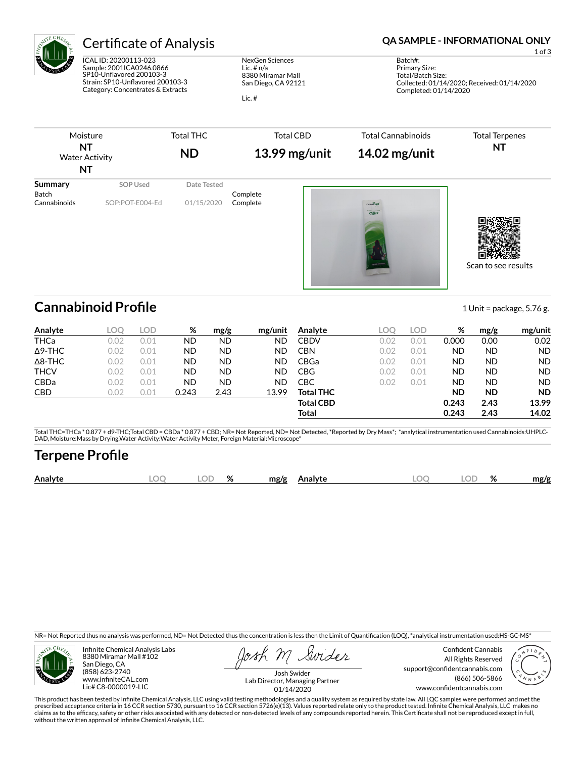# Certificate of Analysis

**QA SAMPLE - INFORMATIONAL ONLY**

ICAL ID: 20200113-023
Sample: 2001ICA0246.0866
SP10-Unflavored 200103-3
Strain: SP10-Unflavored 200103-3
Category: Concentrates & Extracts

NexGen Sciences
Lic. # n/a
8380 Miramar Mall
San Diego, CA 92121

Lic. #

Batch#:
Primary Size:
Total/Batch Size:
Collected: 01/14/2020; Received: 01/14/2020
Completed: 01/14/2020

| Moisture | Total THC | Total CBD | Total Cannabinoids | Total Terpenes |
|---|---|---|---|---|
| **NT** | **ND** | **13.99 mg/unit** | **14.02 mg/unit** | **NT** |
| Water Activity **NT** | | | | |

| Summary | SOP Used | Date Tested | |
|---|---|---|---|
| Batch | | | Complete |
| Cannabinoids | SOP:POT-E004-Ed | 01/15/2020 | Complete |

Scan to see results

## Cannabinoid Profile

1 Unit = package, 5.76 g.

| Analyte | LOQ | LOD | % | mg/g | mg/unit |
|---|---|---|---|---|---|
| THCa | 0.02 | 0.01 | ND | ND | ND |
| Δ9-THC | 0.02 | 0.01 | ND | ND | ND |
| Δ8-THC | 0.02 | 0.01 | ND | ND | ND |
| THCV | 0.02 | 0.01 | ND | ND | ND |
| CBDa | 0.02 | 0.01 | ND | ND | ND |
| CBD | 0.02 | 0.01 | 0.243 | 2.43 | 13.99 |
| CBDV | 0.02 | 0.01 | 0.000 | 0.00 | 0.02 |
| CBN | 0.02 | 0.01 | ND | ND | ND |
| CBGa | 0.02 | 0.01 | ND | ND | ND |
| CBG | 0.02 | 0.01 | ND | ND | ND |
| CBC | 0.02 | 0.01 | ND | ND | ND |
| **Total THC** | | | **ND** | **ND** | **ND** |
| **Total CBD** | | | **0.243** | **2.43** | **13.99** |
| **Total** | | | **0.243** | **2.43** | **14.02** |

Total THC=THCa * 0.877 + d9-THC;Total CBD = CBDa * 0.877 + CBD; NR= Not Reported, ND= Not Detected, *Reported by Dry Mass*; *analytical instrumentation used Cannabinoids:UHPLC-DAD, Moisture:Mass by Drying,Water Activity:Water Activity Meter, Foreign Material:Microscope*

## Terpene Profile

| Analyte | LOQ | LOD | % | mg/g | Analyte | LOQ | LOD | % | mg/g |
|---|---|---|---|---|---|---|---|---|---|

NR= Not Reported thus no analysis was performed, ND= Not Detected thus the concentration is less then the Limit of Quantification (LOQ), *analytical instrumentation used:HS-GC-MS*

Infinite Chemical Analysis Labs
8380 Miramar Mall #102
San Diego, CA
(858) 623-2740
www.infiniteCAL.com
Lic# C8-0000019-LIC

Josh Swider
Lab Director, Managing Partner
01/14/2020

Confident Cannabis
All Rights Reserved
support@confidentcannabis.com
(866) 506-5866
www.confidentcannabis.com

This product has been tested by Infinite Chemical Analysis, LLC using valid testing methodologies and a quality system as required by state law. All LQC samples were performed and met the prescribed acceptance criteria in 16 CCR section 5730, pursuant to 16 CCR section 5726(e)(13). Values reported relate only to the product tested. Infinite Chemical Analysis, LLC makes no claims as to the efficacy, safety or other risks associated with any detected or non-detected levels of any compounds reported herein. This Certificate shall not be reproduced except in full, without the written approval of Infinite Chemical Analysis, LLC.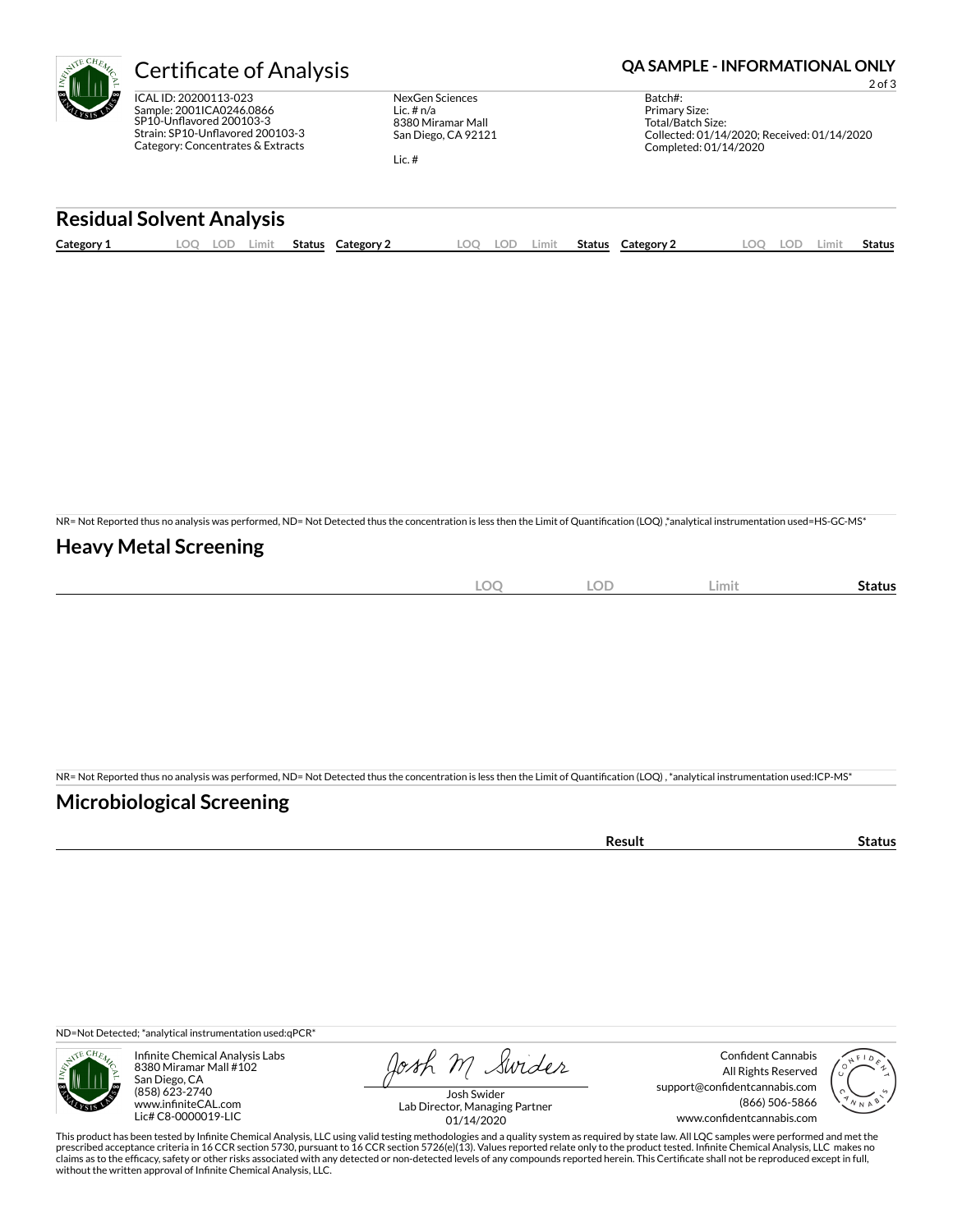# Certificate of Analysis

**QA SAMPLE - INFORMATIONAL ONLY**

ICAL ID: 20200113-023
Sample: 2001ICA0246.0866
SP10-Unflavored 200103-3
Strain: SP10-Unflavored 200103-3
Category: Concentrates & Extracts

NexGen Sciences
Lic. # n/a
8380 Miramar Mall
San Diego, CA 92121

Lic. #

Batch#:
Primary Size:
Total/Batch Size:
Collected: 01/14/2020; Received: 01/14/2020
Completed: 01/14/2020

## Residual Solvent Analysis

| Category 1 | LOQ | LOD | Limit | Status | Category 2 | LOQ | LOD | Limit | Status | Category 2 | LOQ | LOD | Limit | Status |
|---|---|---|---|---|---|---|---|---|---|---|---|---|---|---|

NR= Not Reported thus no analysis was performed, ND= Not Detected thus the concentration is less then the Limit of Quantification (LOQ) ,*analytical instrumentation used=HS-GC-MS*

## Heavy Metal Screening

| | LOQ | LOD | Limit | Status |
|---|---|---|---|---|

NR= Not Reported thus no analysis was performed, ND= Not Detected thus the concentration is less then the Limit of Quantification (LOQ) , *analytical instrumentation used:ICP-MS*

## Microbiological Screening

| | Result | Status |
|---|---|---|

ND=Not Detected; *analytical instrumentation used:qPCR*

Infinite Chemical Analysis Labs
8380 Miramar Mall #102
San Diego, CA
(858) 623-2740
www.infiniteCAL.com
Lic# C8-0000019-LIC

Josh Swider
Lab Director, Managing Partner
01/14/2020

Confident Cannabis
All Rights Reserved
support@confidentcannabis.com
(866) 506-5866
www.confidentcannabis.com

This product has been tested by Infinite Chemical Analysis, LLC using valid testing methodologies and a quality system as required by state law. All LQC samples were performed and met the prescribed acceptance criteria in 16 CCR section 5730, pursuant to 16 CCR section 5726(e)(13). Values reported relate only to the product tested. Infinite Chemical Analysis, LLC makes no claims as to the efficacy, safety or other risks associated with any detected or non-detected levels of any compounds reported herein. This Certificate shall not be reproduced except in full, without the written approval of Infinite Chemical Analysis, LLC.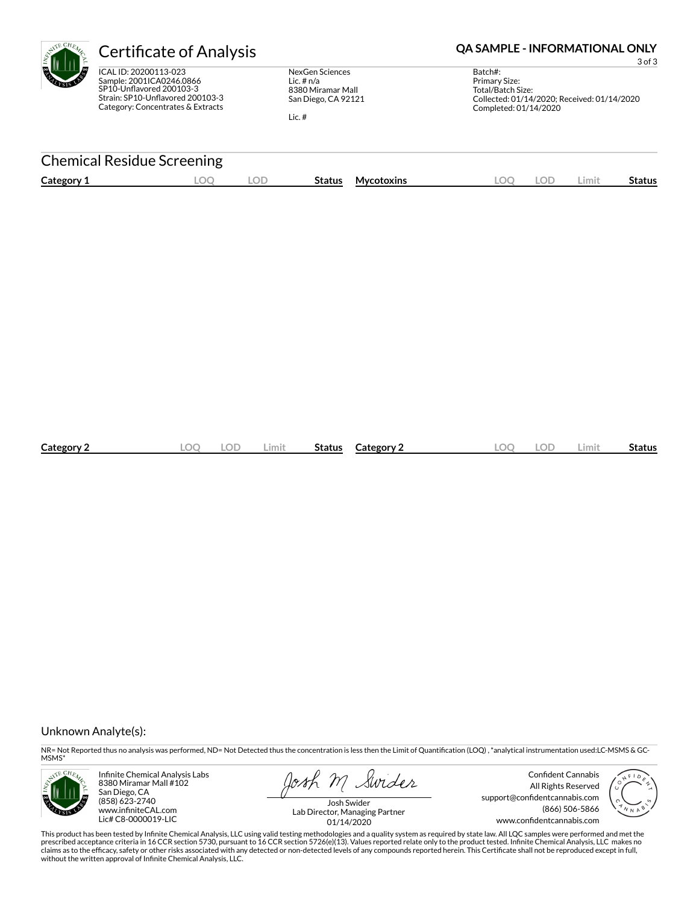# Certificate of Analysis

**QA SAMPLE - INFORMATIONAL ONLY**

ICAL ID: 20200113-023
Sample: 2001ICA0246.0866
SP10-Unflavored 200103-3
Strain: SP10-Unflavored 200103-3
Category: Concentrates & Extracts

NexGen Sciences
Lic. # n/a
8380 Miramar Mall
San Diego, CA 92121

Lic. #

Batch#:
Primary Size:
Total/Batch Size:
Collected: 01/14/2020; Received: 01/14/2020
Completed: 01/14/2020

## Chemical Residue Screening

| Category 1 | LOQ | LOD | Status |
|---|---|---|---|

| Mycotoxins | LOQ | LOD | Limit | Status |
|---|---|---|---|---|

| Category 2 | LOQ | LOD | Limit | Status |
|---|---|---|---|---|

| Category 2 | LOQ | LOD | Limit | Status |
|---|---|---|---|---|

Unknown Analyte(s):

NR= Not Reported thus no analysis was performed, ND= Not Detected thus the concentration is less then the Limit of Quantification (LOQ) , *analytical instrumentation used:LC-MSMS & GC-MSMS*

Infinite Chemical Analysis Labs
8380 Miramar Mall #102
San Diego, CA
(858) 623-2740
www.infiniteCAL.com
Lic# C8-0000019-LIC

Josh Swider
Lab Director, Managing Partner
01/14/2020

Confident Cannabis
All Rights Reserved
support@confidentcannabis.com
(866) 506-5866
www.confidentcannabis.com

This product has been tested by Infinite Chemical Analysis, LLC using valid testing methodologies and a quality system as required by state law. All LQC samples were performed and met the prescribed acceptance criteria in 16 CCR section 5730, pursuant to 16 CCR section 5726(e)(13). Values reported relate only to the product tested. Infinite Chemical Analysis, LLC makes no claims as to the efficacy, safety or other risks associated with any detected or non-detected levels of any compounds reported herein. This Certificate shall not be reproduced except in full, without the written approval of Infinite Chemical Analysis, LLC.